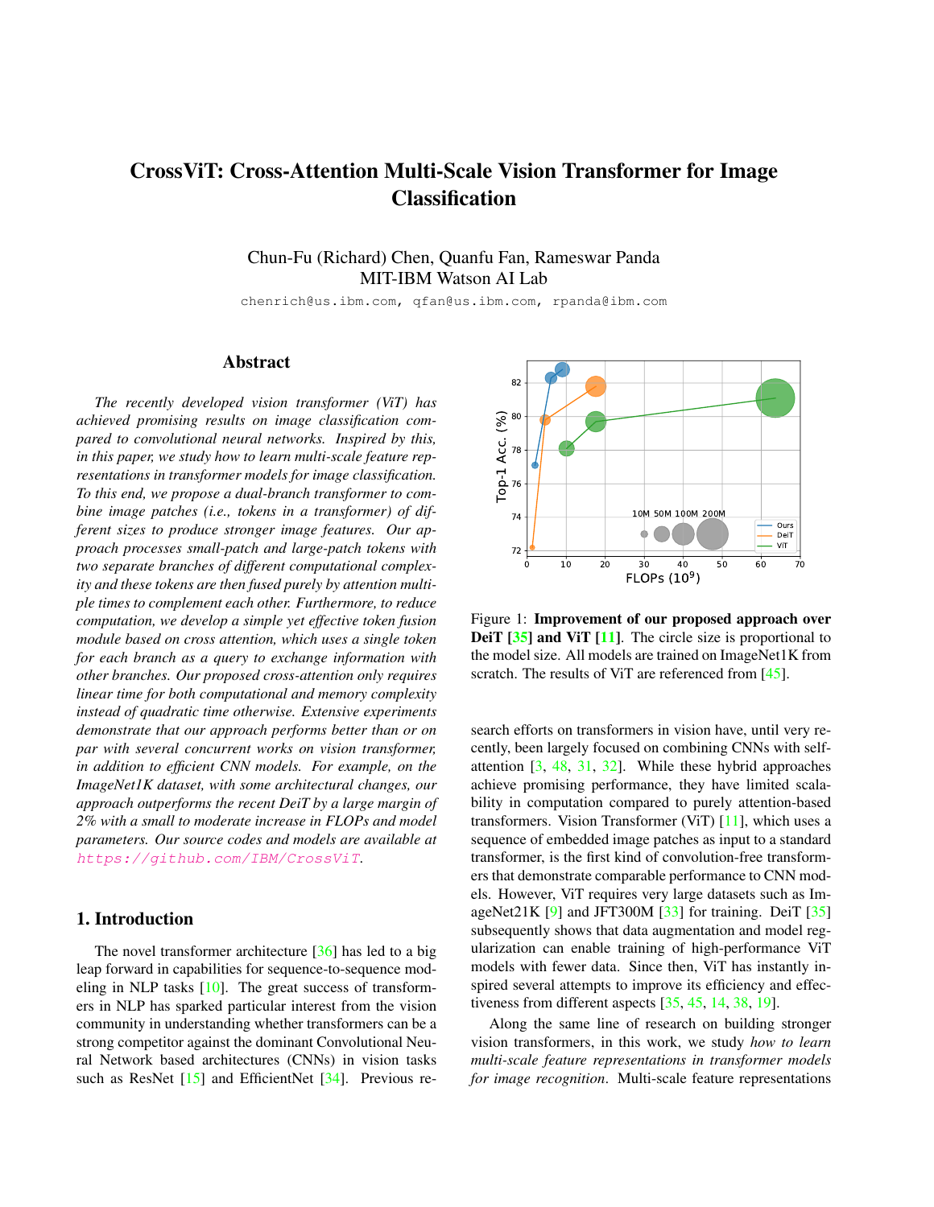# CrossViT: Cross-Attention Multi-Scale Vision Transformer for Image Classification

Chun-Fu (Richard) Chen, Quanfu Fan, Rameswar Panda
MIT-IBM Watson AI Lab

chenrich@us.ibm.com, qfan@us.ibm.com, rpanda@ibm.com

## Abstract

*The recently developed vision transformer (ViT) has achieved promising results on image classification compared to convolutional neural networks. Inspired by this, in this paper, we study how to learn multi-scale feature representations in transformer models for image classification. To this end, we propose a dual-branch transformer to combine image patches (i.e., tokens in a transformer) of different sizes to produce stronger image features. Our approach processes small-patch and large-patch tokens with two separate branches of different computational complexity and these tokens are then fused purely by attention multiple times to complement each other. Furthermore, to reduce computation, we develop a simple yet effective token fusion module based on cross attention, which uses a single token for each branch as a query to exchange information with other branches. Our proposed cross-attention only requires linear time for both computational and memory complexity instead of quadratic time otherwise. Extensive experiments demonstrate that our approach performs better than or on par with several concurrent works on vision transformer, in addition to efficient CNN models. For example, on the ImageNet1K dataset, with some architectural changes, our approach outperforms the recent DeiT by a large margin of 2% with a small to moderate increase in FLOPs and model parameters. Our source codes and models are available at https://github.com/IBM/CrossViT.*

## 1. Introduction

The novel transformer architecture [36] has led to a big leap forward in capabilities for sequence-to-sequence modeling in NLP tasks [10]. The great success of transformers in NLP has sparked particular interest from the vision community in understanding whether transformers can be a strong competitor against the dominant Convolutional Neural Network based architectures (CNNs) in vision tasks such as ResNet [15] and EfficientNet [34]. Previous research efforts on transformers in vision have, until very recently, been largely focused on combining CNNs with self-attention [3, 48, 31, 32]. While these hybrid approaches achieve promising performance, they have limited scalability in computation compared to purely attention-based transformers. Vision Transformer (ViT) [11], which uses a sequence of embedded image patches as input to a standard transformer, is the first kind of convolution-free transformers that demonstrate comparable performance to CNN models. However, ViT requires very large datasets such as ImageNet21K [9] and JFT300M [33] for training. DeiT [35] subsequently shows that data augmentation and model regularization can enable training of high-performance ViT models with fewer data. Since then, ViT has instantly inspired several attempts to improve its efficiency and effectiveness from different aspects [35, 45, 14, 38, 19].

Figure 1: **Improvement of our proposed approach over DeiT [35] and ViT [11].** The circle size is proportional to the model size. All models are trained on ImageNet1K from scratch. The results of ViT are referenced from [45].

Along the same line of research on building stronger vision transformers, in this work, we study *how to learn multi-scale feature representations in transformer models for image recognition*. Multi-scale feature representations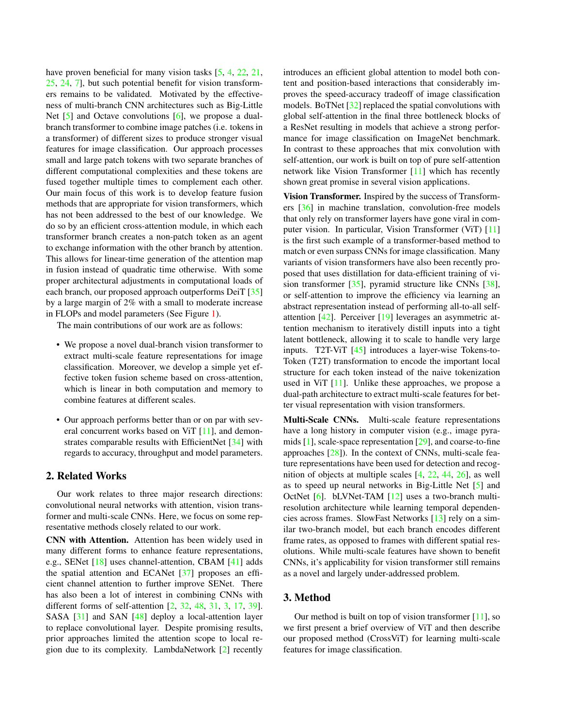have proven beneficial for many vision tasks [5, 4, 22, 21, 25, 24, 7], but such potential benefit for vision transformers remains to be validated. Motivated by the effectiveness of multi-branch CNN architectures such as Big-Little Net [5] and Octave convolutions [6], we propose a dual-branch transformer to combine image patches (i.e. tokens in a transformer) of different sizes to produce stronger visual features for image classification. Our approach processes small and large patch tokens with two separate branches of different computational complexities and these tokens are fused together multiple times to complement each other. Our main focus of this work is to develop feature fusion methods that are appropriate for vision transformers, which has not been addressed to the best of our knowledge. We do so by an efficient cross-attention module, in which each transformer branch creates a non-patch token as an agent to exchange information with the other branch by attention. This allows for linear-time generation of the attention map in fusion instead of quadratic time otherwise. With some proper architectural adjustments in computational loads of each branch, our proposed approach outperforms DeiT [35] by a large margin of 2% with a small to moderate increase in FLOPs and model parameters (See Figure 1).

The main contributions of our work are as follows:

- We propose a novel dual-branch vision transformer to extract multi-scale feature representations for image classification. Moreover, we develop a simple yet effective token fusion scheme based on cross-attention, which is linear in both computation and memory to combine features at different scales.
- Our approach performs better than or on par with several concurrent works based on ViT [11], and demonstrates comparable results with EfficientNet [34] with regards to accuracy, throughput and model parameters.

## 2. Related Works

Our work relates to three major research directions: convolutional neural networks with attention, vision transformer and multi-scale CNNs. Here, we focus on some representative methods closely related to our work.

**CNN with Attention.** Attention has been widely used in many different forms to enhance feature representations, e.g., SENet [18] uses channel-attention, CBAM [41] adds the spatial attention and ECANet [37] proposes an efficient channel attention to further improve SENet. There has also been a lot of interest in combining CNNs with different forms of self-attention [2, 32, 48, 31, 3, 17, 39]. SASA [31] and SAN [48] deploy a local-attention layer to replace convolutional layer. Despite promising results, prior approaches limited the attention scope to local region due to its complexity. LambdaNetwork [2] recently introduces an efficient global attention to model both content and position-based interactions that considerably improves the speed-accuracy tradeoff of image classification models. BoTNet [32] replaced the spatial convolutions with global self-attention in the final three bottleneck blocks of a ResNet resulting in models that achieve a strong performance for image classification on ImageNet benchmark. In contrast to these approaches that mix convolution with self-attention, our work is built on top of pure self-attention network like Vision Transformer [11] which has recently shown great promise in several vision applications.

**Vision Transformer.** Inspired by the success of Transformers [36] in machine translation, convolution-free models that only rely on transformer layers have gone viral in computer vision. In particular, Vision Transformer (ViT) [11] is the first such example of a transformer-based method to match or even surpass CNNs for image classification. Many variants of vision transformers have also been recently proposed that uses distillation for data-efficient training of vision transformer [35], pyramid structure like CNNs [38], or self-attention to improve the efficiency via learning an abstract representation instead of performing all-to-all self-attention [42]. Perceiver [19] leverages an asymmetric attention mechanism to iteratively distill inputs into a tight latent bottleneck, allowing it to scale to handle very large inputs. T2T-ViT [45] introduces a layer-wise Tokens-to-Token (T2T) transformation to encode the important local structure for each token instead of the naive tokenization used in ViT [11]. Unlike these approaches, we propose a dual-path architecture to extract multi-scale features for better visual representation with vision transformers.

**Multi-Scale CNNs.** Multi-scale feature representations have a long history in computer vision (e.g., image pyramids [1], scale-space representation [29], and coarse-to-fine approaches [28]). In the context of CNNs, multi-scale feature representations have been used for detection and recognition of objects at multiple scales [4, 22, 44, 26], as well as to speed up neural networks in Big-Little Net [5] and OctNet [6]. bLVNet-TAM [12] uses a two-branch multi-resolution architecture while learning temporal dependencies across frames. SlowFast Networks [13] rely on a similar two-branch model, but each branch encodes different frame rates, as opposed to frames with different spatial resolutions. While multi-scale features have shown to benefit CNNs, it's applicability for vision transformer still remains as a novel and largely under-addressed problem.

## 3. Method

Our method is built on top of vision transformer [11], so we first present a brief overview of ViT and then describe our proposed method (CrossViT) for learning multi-scale features for image classification.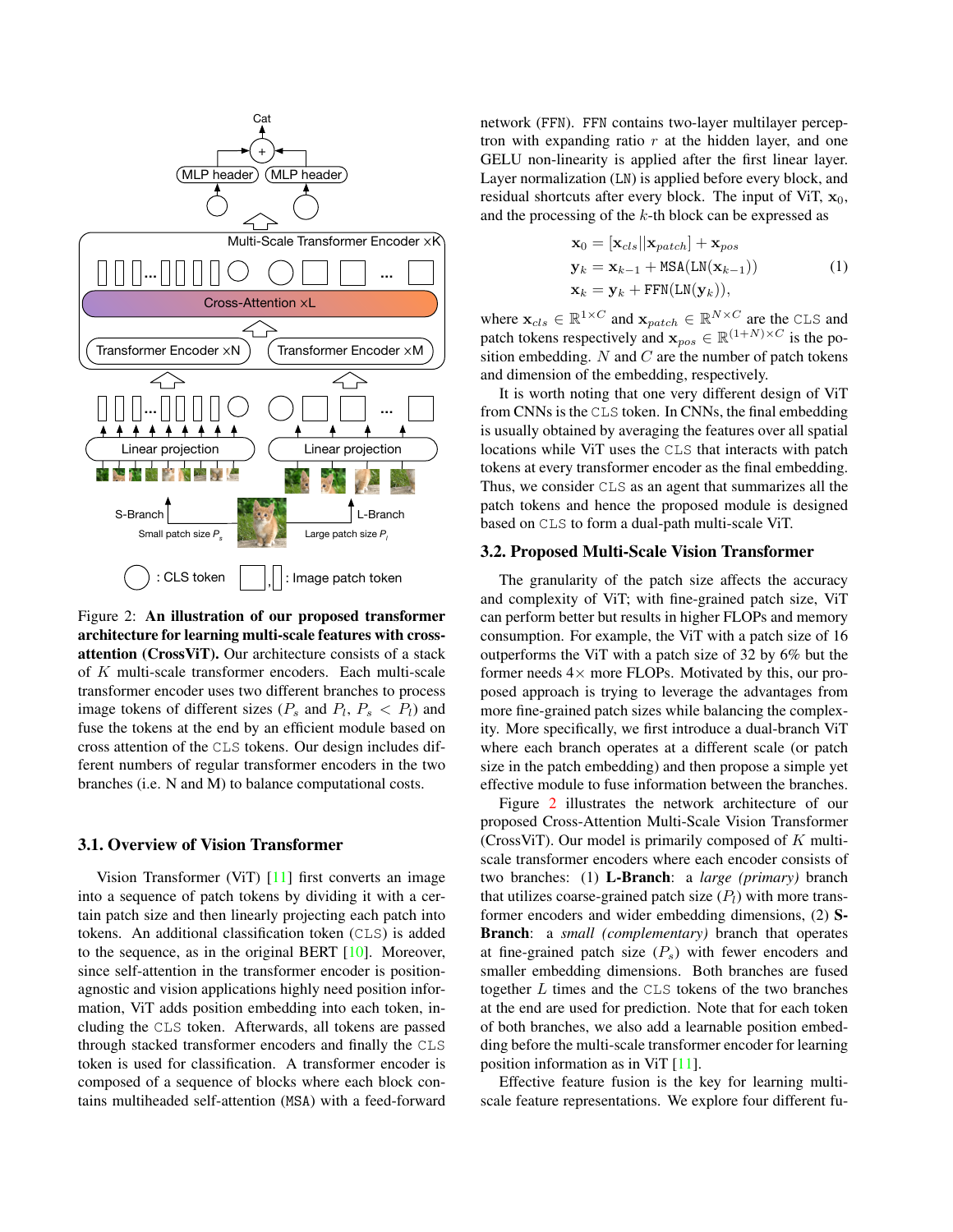Figure 2: **An illustration of our proposed transformer architecture for learning multi-scale features with cross-attention (CrossViT).** Our architecture consists of a stack of $K$ multi-scale transformer encoders. Each multi-scale transformer encoder uses two different branches to process image tokens of different sizes ($P_s$ and $P_l$, $P_s < P_l$) and fuse the tokens at the end by an efficient module based on cross attention of the CLS tokens. Our design includes different numbers of regular transformer encoders in the two branches (i.e. N and M) to balance computational costs.

### 3.1. Overview of Vision Transformer

Vision Transformer (ViT) [11] first converts an image into a sequence of patch tokens by dividing it with a certain patch size and then linearly projecting each patch into tokens. An additional classification token (CLS) is added to the sequence, as in the original BERT [10]. Moreover, since self-attention in the transformer encoder is position-agnostic and vision applications highly need position information, ViT adds position embedding into each token, including the CLS token. Afterwards, all tokens are passed through stacked transformer encoders and finally the CLS token is used for classification. A transformer encoder is composed of a sequence of blocks where each block contains multiheaded self-attention (MSA) with a feed-forward network (FFN). FFN contains two-layer multilayer perceptron with expanding ratio $r$ at the hidden layer, and one GELU non-linearity is applied after the first linear layer. Layer normalization (LN) is applied before every block, and residual shortcuts after every block. The input of ViT, $\mathbf{x}_0$, and the processing of the $k$-th block can be expressed as

$$
\begin{aligned}
\mathbf{x}_0 &= [\mathbf{x}_{cls} || \mathbf{x}_{patch}] + \mathbf{x}_{pos} \\
\mathbf{y}_k &= \mathbf{x}_{k-1} + \mathtt{MSA}(\mathtt{LN}(\mathbf{x}_{k-1})) \\
\mathbf{x}_k &= \mathbf{y}_k + \mathtt{FFN}(\mathtt{LN}(\mathbf{y}_k)),
\end{aligned}
\tag{1}
$$

where $\mathbf{x}_{cls} \in \mathbb{R}^{1\times C}$ and $\mathbf{x}_{patch} \in \mathbb{R}^{N\times C}$ are the CLS and patch tokens respectively and $\mathbf{x}_{pos} \in \mathbb{R}^{(1+N)\times C}$ is the position embedding. $N$ and $C$ are the number of patch tokens and dimension of the embedding, respectively.

It is worth noting that one very different design of ViT from CNNs is the CLS token. In CNNs, the final embedding is usually obtained by averaging the features over all spatial locations while ViT uses the CLS that interacts with patch tokens at every transformer encoder as the final embedding. Thus, we consider CLS as an agent that summarizes all the patch tokens and hence the proposed module is designed based on CLS to form a dual-path multi-scale ViT.

### 3.2. Proposed Multi-Scale Vision Transformer

The granularity of the patch size affects the accuracy and complexity of ViT; with fine-grained patch size, ViT can perform better but results in higher FLOPs and memory consumption. For example, the ViT with a patch size of 16 outperforms the ViT with a patch size of 32 by 6% but the former needs 4× more FLOPs. Motivated by this, our proposed approach is trying to leverage the advantages from more fine-grained patch sizes while balancing the complexity. More specifically, we first introduce a dual-branch ViT where each branch operates at a different scale (or patch size in the patch embedding) and then propose a simple yet effective module to fuse information between the branches.

Figure 2 illustrates the network architecture of our proposed Cross-Attention Multi-Scale Vision Transformer (CrossViT). Our model is primarily composed of $K$ multi-scale transformer encoders where each encoder consists of two branches: (1) **L-Branch**: a *large (primary)* branch that utilizes coarse-grained patch size ($P_l$) with more transformer encoders and wider embedding dimensions, (2) **S-Branch**: a *small (complementary)* branch that operates at fine-grained patch size ($P_s$) with fewer encoders and smaller embedding dimensions. Both branches are fused together $L$ times and the CLS tokens of the two branches at the end are used for prediction. Note that for each token of both branches, we also add a learnable position embedding before the multi-scale transformer encoder for learning position information as in ViT [11].

Effective feature fusion is the key for learning multi-scale feature representations. We explore four different fu-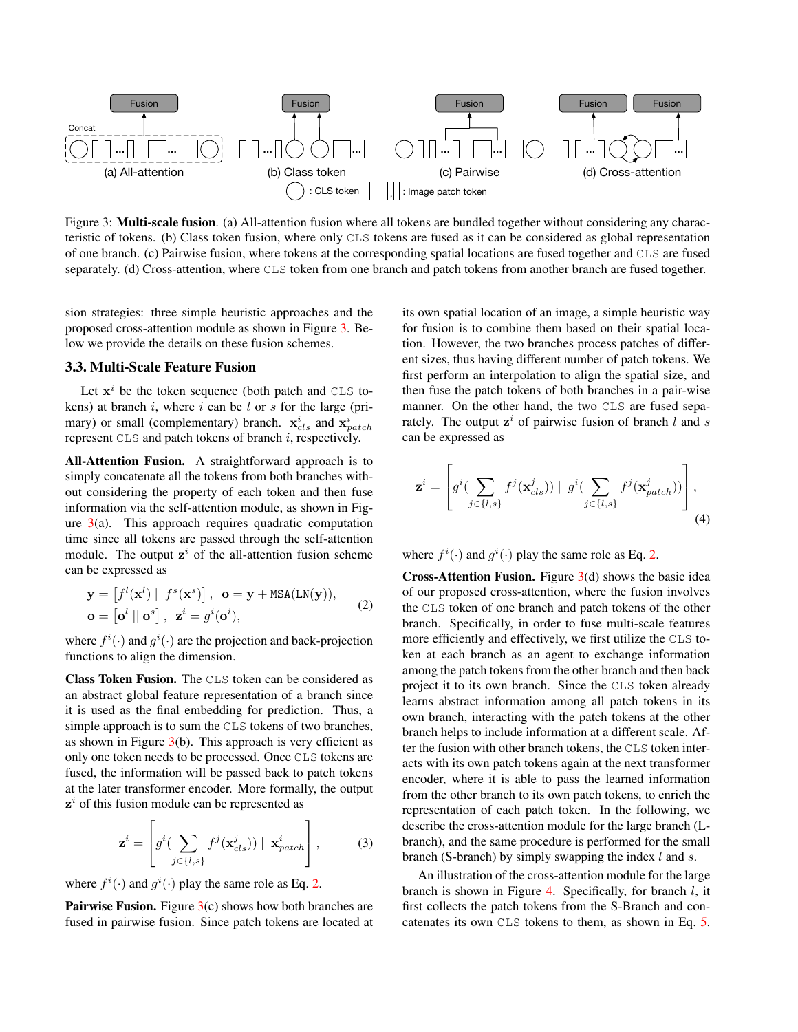Figure 3: **Multi-scale fusion**. (a) All-attention fusion where all tokens are bundled together without considering any characteristic of tokens. (b) Class token fusion, where only CLS tokens are fused as it can be considered as global representation of one branch. (c) Pairwise fusion, where tokens at the corresponding spatial locations are fused together and CLS are fused separately. (d) Cross-attention, where CLS token from one branch and patch tokens from another branch are fused together.

sion strategies: three simple heuristic approaches and the proposed cross-attention module as shown in Figure 3. Below we provide the details on these fusion schemes.

### 3.3. Multi-Scale Feature Fusion

Let $\mathbf{x}^i$ be the token sequence (both patch and CLS tokens) at branch $i$, where $i$ can be $l$ or $s$ for the large (primary) or small (complementary) branch. $\mathbf{x}^i_{cls}$ and $\mathbf{x}^i_{patch}$ represent CLS and patch tokens of branch $i$, respectively.

**All-Attention Fusion.** A straightforward approach is to simply concatenate all the tokens from both branches without considering the property of each token and then fuse information via the self-attention module, as shown in Figure 3(a). This approach requires quadratic computation time since all tokens are passed through the self-attention module. The output $\mathbf{z}^i$ of the all-attention fusion scheme can be expressed as

$$\begin{aligned} &\mathbf{y} = \left[f^l(\mathbf{x}^l) \mid\mid f^s(\mathbf{x}^s)\right], \quad \mathbf{o} = \mathbf{y} + \texttt{MSA}(\texttt{LN}(\mathbf{y})), \\ &\mathbf{o} = \left[\mathbf{o}^l \mid\mid \mathbf{o}^s\right], \quad \mathbf{z}^i = g^i(\mathbf{o}^i), \end{aligned} \tag{2}$$

where $f^i(\cdot)$ and $g^i(\cdot)$ are the projection and back-projection functions to align the dimension.

**Class Token Fusion.** The CLS token can be considered as an abstract global feature representation of a branch since it is used as the final embedding for prediction. Thus, a simple approach is to sum the CLS tokens of two branches, as shown in Figure 3(b). This approach is very efficient as only one token needs to be processed. Once CLS tokens are fused, the information will be passed back to patch tokens at the later transformer encoder. More formally, the output $\mathbf{z}^i$ of this fusion module can be represented as

$$\mathbf{z}^i = \left[ g^i\left( \sum_{j \in \{l,s\}} f^j(\mathbf{x}^j_{cls}) \right) \mid\mid \mathbf{x}^i_{patch} \right], \tag{3}$$

where $f^i(\cdot)$ and $g^i(\cdot)$ play the same role as Eq. 2.

**Pairwise Fusion.** Figure 3(c) shows how both branches are fused in pairwise fusion. Since patch tokens are located at its own spatial location of an image, a simple heuristic way for fusion is to combine them based on their spatial location. However, the two branches process patches of different sizes, thus having different number of patch tokens. We first perform an interpolation to align the spatial size, and then fuse the patch tokens of both branches in a pair-wise manner. On the other hand, the two CLS are fused separately. The output $\mathbf{z}^i$ of pairwise fusion of branch $l$ and $s$ can be expressed as

$$\mathbf{z}^i = \left[ g^i\left( \sum_{j \in \{l,s\}} f^j(\mathbf{x}^j_{cls}) \right) \mid\mid g^i\left( \sum_{j \in \{l,s\}} f^j(\mathbf{x}^j_{patch}) \right) \right], \tag{4}$$

where $f^i(\cdot)$ and $g^i(\cdot)$ play the same role as Eq. 2.

**Cross-Attention Fusion.** Figure 3(d) shows the basic idea of our proposed cross-attention, where the fusion involves the CLS token of one branch and patch tokens of the other branch. Specifically, in order to fuse multi-scale features more efficiently and effectively, we first utilize the CLS token at each branch as an agent to exchange information among the patch tokens from the other branch and then back project it to its own branch. Since the CLS token already learns abstract information among all patch tokens in its own branch, interacting with the patch tokens at the other branch helps to include information at a different scale. After the fusion with other branch tokens, the CLS token interacts with its own patch tokens again at the next transformer encoder, where it is able to pass the learned information from the other branch to its own patch tokens, to enrich the representation of each patch token. In the following, we describe the cross-attention module for the large branch (L-branch), and the same procedure is performed for the small branch (S-branch) by simply swapping the index $l$ and $s$.

An illustration of the cross-attention module for the large branch is shown in Figure 4. Specifically, for branch $l$, it first collects the patch tokens from the S-Branch and concatenates its own CLS tokens to them, as shown in Eq. 5.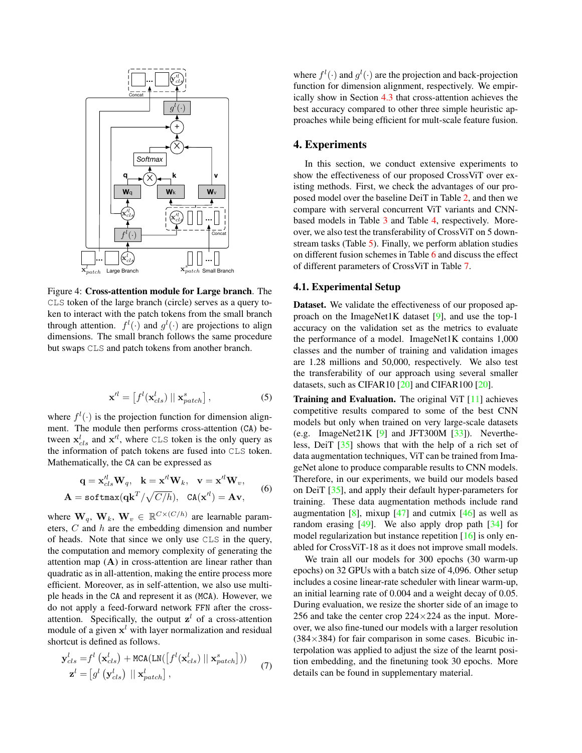Figure 4: **Cross-attention module for Large branch**. The CLS token of the large branch (circle) serves as a query token to interact with the patch tokens from the small branch through attention. $f^l(\cdot)$ and $g^l(\cdot)$ are projections to align dimensions. The small branch follows the same procedure but swaps CLS and patch tokens from another branch.

$$\mathbf{x}'^l = \left[ f^l(\mathbf{x}^l_{cls}) \mid\mid \mathbf{x}^s_{patch} \right], \tag{5}$$

where $f^l(\cdot)$ is the projection function for dimension alignment. The module then performs cross-attention (CA) between $\mathbf{x}^l_{cls}$ and $\mathbf{x}'^l$, where CLS token is the only query as the information of patch tokens are fused into CLS token. Mathematically, the CA can be expressed as

$$\begin{aligned} \mathbf{q} = \mathbf{x}'^l_{cls}\mathbf{W}_q, \quad \mathbf{k} = \mathbf{x}'^l\mathbf{W}_k, \quad \mathbf{v} = \mathbf{x}'^l\mathbf{W}_v, \\ \mathbf{A} = \mathtt{softmax}(\mathbf{q}\mathbf{k}^T / \sqrt{C/h}), \quad \mathtt{CA}(\mathbf{x}'^l) = \mathbf{A}\mathbf{v}, \end{aligned} \tag{6}$$

where $\mathbf{W}_q, \mathbf{W}_k, \mathbf{W}_v \in \mathbb{R}^{C \times (C/h)}$ are learnable parameters, $C$ and $h$ are the embedding dimension and number of heads. Note that since we only use CLS in the query, the computation and memory complexity of generating the attention map ($\mathbf{A}$) in cross-attention are linear rather than quadratic as in all-attention, making the entire process more efficient. Moreover, as in self-attention, we also use multiple heads in the CA and represent it as (MCA). However, we do not apply a feed-forward network FFN after the cross-attention. Specifically, the output $\mathbf{z}^l$ of a cross-attention module of a given $\mathbf{x}^l$ with layer normalization and residual shortcut is defined as follows.

$$\begin{aligned} \mathbf{y}^l_{cls} &= f^l\left(\mathbf{x}^l_{cls}\right) + \mathtt{MCA}(\mathtt{LN}(\left[f^l(\mathbf{x}^l_{cls}) \mid\mid \mathbf{x}^s_{patch}\right])) \\ \mathbf{z}^l &= \left[g^l\left(\mathbf{y}^l_{cls}\right) \mid\mid \mathbf{x}^l_{patch}\right], \end{aligned} \tag{7}$$

where $f^l(\cdot)$ and $g^l(\cdot)$ are the projection and back-projection function for dimension alignment, respectively. We empirically show in Section 4.3 that cross-attention achieves the best accuracy compared to other three simple heuristic approaches while being efficient for mult-scale feature fusion.

## 4. Experiments

In this section, we conduct extensive experiments to show the effectiveness of our proposed CrossViT over existing methods. First, we check the advantages of our proposed model over the baseline DeiT in Table 2, and then we compare with serveral concurrent ViT variants and CNN-based models in Table 3 and Table 4, respectively. Moreover, we also test the transferability of CrossViT on 5 downstream tasks (Table 5). Finally, we perform ablation studies on different fusion schemes in Table 6 and discuss the effect of different parameters of CrossViT in Table 7.

### 4.1. Experimental Setup

**Dataset.** We validate the effectiveness of our proposed approach on the ImageNet1K dataset [9], and use the top-1 accuracy on the validation set as the metrics to evaluate the performance of a model. ImageNet1K contains 1,000 classes and the number of training and validation images are 1.28 millions and 50,000, respectively. We also test the transferability of our approach using several smaller datasets, such as CIFAR10 [20] and CIFAR100 [20].

**Training and Evaluation.** The original ViT [11] achieves competitive results compared to some of the best CNN models but only when trained on very large-scale datasets (e.g. ImageNet21K [9] and JFT300M [33]). Nevertheless, DeiT [35] shows that with the help of a rich set of data augmentation techniques, ViT can be trained from ImageNet alone to produce comparable results to CNN models. Therefore, in our experiments, we build our models based on DeiT [35], and apply their default hyper-parameters for training. These data augmentation methods include rand augmentation [8], mixup [47] and cutmix [46] as well as random erasing [49]. We also apply drop path [34] for model regularization but instance repetition [16] is only enabled for CrossViT-18 as it does not improve small models.

We train all our models for 300 epochs (30 warm-up epochs) on 32 GPUs with a batch size of 4,096. Other setup includes a cosine linear-rate scheduler with linear warm-up, an initial learning rate of 0.004 and a weight decay of 0.05. During evaluation, we resize the shorter side of an image to 256 and take the center crop 224×224 as the input. Moreover, we also fine-tuned our models with a larger resolution (384×384) for fair comparison in some cases. Bicubic interpolation was applied to adjust the size of the learnt position embedding, and the finetuning took 30 epochs. More details can be found in supplementary material.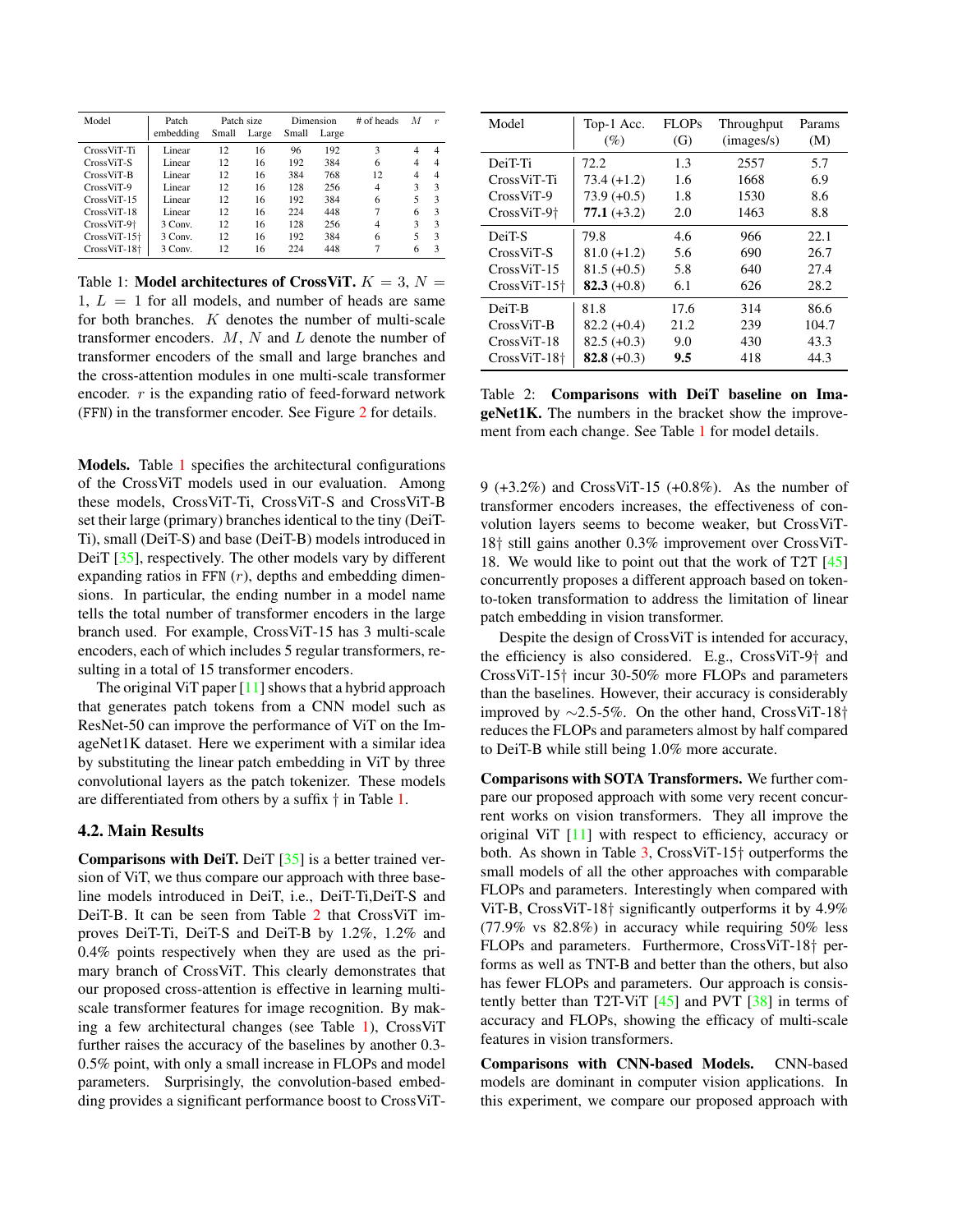| Model | Patch embedding | Patch size | | Dimension | | # of heads | $M$ | $r$ |
|---|---|---|---|---|---|---|---|---|
| | | Small | Large | Small | Large | | | |
| CrossViT-Ti | Linear | 12 | 16 | 96 | 192 | 3 | 4 | 4 |
| CrossViT-S | Linear | 12 | 16 | 192 | 384 | 6 | 4 | 4 |
| CrossViT-B | Linear | 12 | 16 | 384 | 768 | 12 | 4 | 4 |
| CrossViT-9 | Linear | 12 | 16 | 128 | 256 | 4 | 3 | 3 |
| CrossViT-15 | Linear | 12 | 16 | 192 | 384 | 6 | 5 | 3 |
| CrossViT-18 | Linear | 12 | 16 | 224 | 448 | 7 | 6 | 3 |
| CrossViT-9† | 3 Conv. | 12 | 16 | 128 | 256 | 4 | 3 | 3 |
| CrossViT-15† | 3 Conv. | 12 | 16 | 192 | 384 | 6 | 5 | 3 |
| CrossViT-18† | 3 Conv. | 12 | 16 | 224 | 448 | 7 | 6 | 3 |

Table 1: **Model architectures of CrossViT.** $K = 3$, $N = 1$, $L = 1$ for all models, and number of heads are same for both branches. $K$ denotes the number of multi-scale transformer encoders. $M$, $N$ and $L$ denote the number of transformer encoders of the small and large branches and the cross-attention modules in one multi-scale transformer encoder. $r$ is the expanding ratio of feed-forward network (FFN) in the transformer encoder. See Figure 2 for details.

**Models.** Table 1 specifies the architectural configurations of the CrossViT models used in our evaluation. Among these models, CrossViT-Ti, CrossViT-S and CrossViT-B set their large (primary) branches identical to the tiny (DeiT-Ti), small (DeiT-S) and base (DeiT-B) models introduced in DeiT [35], respectively. The other models vary by different expanding ratios in FFN ($r$), depths and embedding dimensions. In particular, the ending number in a model name tells the total number of transformer encoders in the large branch used. For example, CrossViT-15 has 3 multi-scale encoders, each of which includes 5 regular transformers, resulting in a total of 15 transformer encoders.

The original ViT paper [11] shows that a hybrid approach that generates patch tokens from a CNN model such as ResNet-50 can improve the performance of ViT on the ImageNet1K dataset. Here we experiment with a similar idea by substituting the linear patch embedding in ViT by three convolutional layers as the patch tokenizer. These models are differentiated from others by a suffix † in Table 1.

## 4.2. Main Results

**Comparisons with DeiT.** DeiT [35] is a better trained version of ViT, we thus compare our approach with three baseline models introduced in DeiT, i.e., DeiT-Ti,DeiT-S and DeiT-B. It can be seen from Table 2 that CrossViT improves DeiT-Ti, DeiT-S and DeiT-B by 1.2%, 1.2% and 0.4% points respectively when they are used as the primary branch of CrossViT. This clearly demonstrates that our proposed cross-attention is effective in learning multi-scale transformer features for image recognition. By making a few architectural changes (see Table 1), CrossViT further raises the accuracy of the baselines by another 0.3-0.5% point, with only a small increase in FLOPs and model parameters. Surprisingly, the convolution-based embedding provides a significant performance boost to CrossViT-9 (+3.2%) and CrossViT-15 (+0.8%). As the number of transformer encoders increases, the effectiveness of convolution layers seems to become weaker, but CrossViT-18† still gains another 0.3% improvement over CrossViT-18. We would like to point out that the work of T2T [45] concurrently proposes a different approach based on token-to-token transformation to address the limitation of linear patch embedding in vision transformer.

| Model | Top-1 Acc. (%) | FLOPs (G) | Throughput (images/s) | Params (M) |
|---|---|---|---|---|
| DeiT-Ti | 72.2 | 1.3 | 2557 | 5.7 |
| CrossViT-Ti | 73.4 (+1.2) | 1.6 | 1668 | 6.9 |
| CrossViT-9 | 73.9 (+0.5) | 1.8 | 1530 | 8.6 |
| CrossViT-9† | **77.1** (+3.2) | 2.0 | 1463 | 8.8 |
| DeiT-S | 79.8 | 4.6 | 966 | 22.1 |
| CrossViT-S | 81.0 (+1.2) | 5.6 | 690 | 26.7 |
| CrossViT-15 | 81.5 (+0.5) | 5.8 | 640 | 27.4 |
| CrossViT-15† | **82.3** (+0.8) | 6.1 | 626 | 28.2 |
| DeiT-B | 81.8 | 17.6 | 314 | 86.6 |
| CrossViT-B | 82.2 (+0.4) | 21.2 | 239 | 104.7 |
| CrossViT-18 | 82.5 (+0.3) | 9.0 | 430 | 43.3 |
| CrossViT-18† | **82.8** (+0.3) | **9.5** | 418 | 44.3 |

Table 2: **Comparisons with DeiT baseline on ImageNet1K.** The numbers in the bracket show the improvement from each change. See Table 1 for model details.

Despite the design of CrossViT is intended for accuracy, the efficiency is also considered. E.g., CrossViT-9† and CrossViT-15† incur 30-50% more FLOPs and parameters than the baselines. However, their accuracy is considerably improved by ∼2.5-5%. On the other hand, CrossViT-18† reduces the FLOPs and parameters almost by half compared to DeiT-B while still being 1.0% more accurate.

**Comparisons with SOTA Transformers.** We further compare our proposed approach with some very recent concurrent works on vision transformers. They all improve the original ViT [11] with respect to efficiency, accuracy or both. As shown in Table 3, CrossViT-15† outperforms the small models of all the other approaches with comparable FLOPs and parameters. Interestingly when compared with ViT-B, CrossViT-18† significantly outperforms it by 4.9% (77.9% vs 82.8%) in accuracy while requiring 50% less FLOPs and parameters. Furthermore, CrossViT-18† performs as well as TNT-B and better than the others, but also has fewer FLOPs and parameters. Our approach is consistently better than T2T-ViT [45] and PVT [38] in terms of accuracy and FLOPs, showing the efficacy of multi-scale features in vision transformers.

**Comparisons with CNN-based Models.** CNN-based models are dominant in computer vision applications. In this experiment, we compare our proposed approach with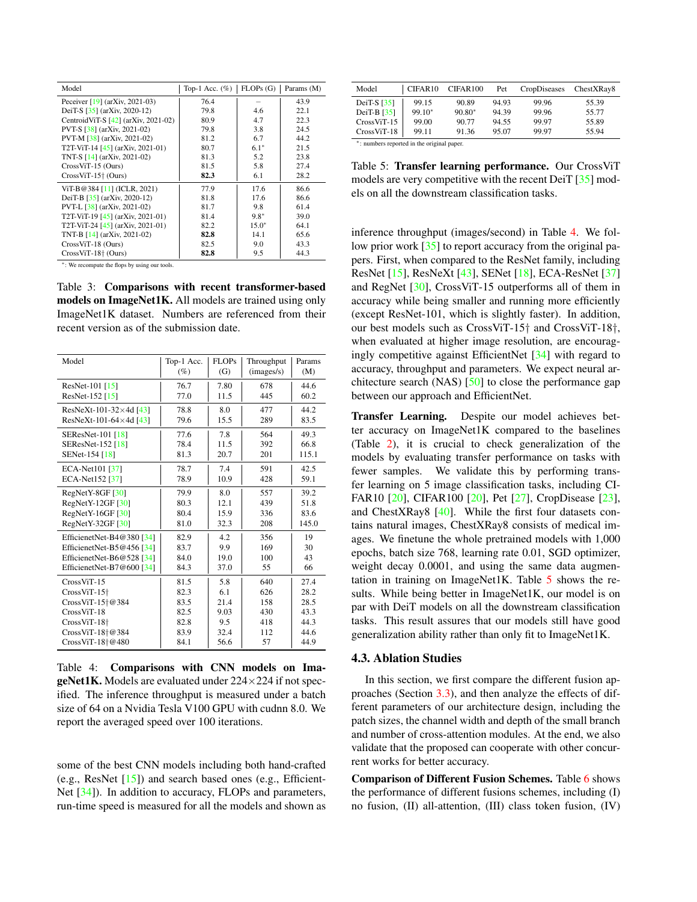| Model | Top-1 Acc. (%) | FLOPs (G) | Params (M) |
|---|---|---|---|
| Peceiver [19] (arXiv, 2021-03) | 76.4 | – | 43.9 |
| DeiT-S [35] (arXiv, 2020-12) | 79.8 | 4.6 | 22.1 |
| CentroidViT-S [42] (arXiv, 2021-02) | 80.9 | 4.7 | 22.3 |
| PVT-S [38] (arXiv, 2021-02) | 79.8 | 3.8 | 24.5 |
| PVT-M [38] (arXiv, 2021-02) | 81.2 | 6.7 | 44.2 |
| T2T-ViT-14 [45] (arXiv, 2021-01) | 80.7 | 6.1* | 21.5 |
| TNT-S [14] (arXiv, 2021-02) | 81.3 | 5.2 | 23.8 |
| CrossViT-15 (Ours) | 81.5 | 5.8 | 27.4 |
| CrossViT-15† (Ours) | **82.3** | 6.1 | 28.2 |
| ViT-B@384 [11] (ICLR, 2021) | 77.9 | 17.6 | 86.6 |
| DeiT-B [35] (arXiv, 2020-12) | 81.8 | 17.6 | 86.6 |
| PVT-L [38] (arXiv, 2021-02) | 81.7 | 9.8 | 61.4 |
| T2T-ViT-19 [45] (arXiv, 2021-01) | 81.4 | 9.8* | 39.0 |
| T2T-ViT-24 [45] (arXiv, 2021-01) | 82.2 | 15.0* | 64.1 |
| TNT-B [14] (arXiv, 2021-02) | **82.8** | 14.1 | 65.6 |
| CrossViT-18 (Ours) | 82.5 | 9.0 | 43.3 |
| CrossViT-18† (Ours) | **82.8** | 9.5 | 44.3 |

*: We recompute the flops by using our tools.

Table 3: **Comparisons with recent transformer-based models on ImageNet1K.** All models are trained using only ImageNet1K dataset. Numbers are referenced from their recent version as of the submission date.

| Model | Top-1 Acc. (%) | FLOPs (G) | Throughput (images/s) | Params (M) |
|---|---|---|---|---|
| ResNet-101 [15] | 76.7 | 7.80 | 678 | 44.6 |
| ResNet-152 [15] | 77.0 | 11.5 | 445 | 60.2 |
| ResNeXt-101-32×4d [43] | 78.8 | 8.0 | 477 | 44.2 |
| ResNeXt-101-64×4d [43] | 79.6 | 15.5 | 289 | 83.5 |
| SEResNet-101 [18] | 77.6 | 7.8 | 564 | 49.3 |
| SEResNet-152 [18] | 78.4 | 11.5 | 392 | 66.8 |
| SENet-154 [18] | 81.3 | 20.7 | 201 | 115.1 |
| ECA-Net101 [37] | 78.7 | 7.4 | 591 | 42.5 |
| ECA-Net152 [37] | 78.9 | 10.9 | 428 | 59.1 |
| RegNetY-8GF [30] | 79.9 | 8.0 | 557 | 39.2 |
| RegNetY-12GF [30] | 80.3 | 12.1 | 439 | 51.8 |
| RegNetY-16GF [30] | 80.4 | 15.9 | 336 | 83.6 |
| RegNetY-32GF [30] | 81.0 | 32.3 | 208 | 145.0 |
| EfficientNet-B4@380 [34] | 82.9 | 4.2 | 356 | 19 |
| EfficientNet-B5@456 [34] | 83.7 | 9.9 | 169 | 30 |
| EfficientNet-B6@528 [34] | 84.0 | 19.0 | 100 | 43 |
| EfficientNet-B7@600 [34] | 84.3 | 37.0 | 55 | 66 |
| CrossViT-15 | 81.5 | 5.8 | 640 | 27.4 |
| CrossViT-15† | 82.3 | 6.1 | 626 | 28.2 |
| CrossViT-15†@384 | 83.5 | 21.4 | 158 | 28.5 |
| CrossViT-18 | 82.5 | 9.03 | 430 | 43.3 |
| CrossViT-18† | 82.8 | 9.5 | 418 | 44.3 |
| CrossViT-18†@384 | 83.9 | 32.4 | 112 | 44.6 |
| CrossViT-18†@480 | 84.1 | 56.6 | 57 | 44.9 |

Table 4: **Comparisons with CNN models on ImageNet1K.** Models are evaluated under 224×224 if not specified. The inference throughput is measured under a batch size of 64 on a Nvidia Tesla V100 GPU with cudnn 8.0. We report the averaged speed over 100 iterations.

some of the best CNN models including both hand-crafted (e.g., ResNet [15]) and search based ones (e.g., EfficientNet [34]). In addition to accuracy, FLOPs and parameters, run-time speed is measured for all the models and shown as inference throughput (images/second) in Table 4. We follow prior work [35] to report accuracy from the original papers. First, when compared to the ResNet family, including ResNet [15], ResNeXt [43], SENet [18], ECA-ResNet [37] and RegNet [30], CrossViT-15 outperforms all of them in accuracy while being smaller and running more efficiently (except ResNet-101, which is slightly faster). In addition, our best models such as CrossViT-15† and CrossViT-18†, when evaluated at higher image resolution, are encouragingly competitive against EfficientNet [34] with regard to accuracy, throughput and parameters. We expect neural architecture search (NAS) [50] to close the performance gap between our approach and EfficientNet.

| Model | CIFAR10 | CIFAR100 | Pet | CropDiseases | ChestXRay8 |
|---|---|---|---|---|---|
| DeiT-S [35] | 99.15 | 90.89 | 94.93 | 99.96 | 55.39 |
| DeiT-B [35] | 99.10* | 90.80* | 94.39 | 99.96 | 55.77 |
| CrossViT-15 | 99.00 | 90.77 | 94.55 | 99.97 | 55.89 |
| CrossViT-18 | 99.11 | 91.36 | 95.07 | 99.97 | 55.94 |

*: numbers reported in the original paper.

Table 5: **Transfer learning performance.** Our CrossViT models are very competitive with the recent DeiT [35] models on all the downstream classification tasks.

**Transfer Learning.** Despite our model achieves better accuracy on ImageNet1K compared to the baselines (Table 2), it is crucial to check generalization of the models by evaluating transfer performance on tasks with fewer samples. We validate this by performing transfer learning on 5 image classification tasks, including CIFAR10 [20], CIFAR100 [20], Pet [27], CropDisease [23], and ChestXRay8 [40]. While the first four datasets contains natural images, ChestXRay8 consists of medical images. We finetune the whole pretrained models with 1,000 epochs, batch size 768, learning rate 0.01, SGD optimizer, weight decay 0.0001, and using the same data augmentation in training on ImageNet1K. Table 5 shows the results. While being better in ImageNet1K, our model is on par with DeiT models on all the downstream classification tasks. This result assures that our models still have good generalization ability rather than only fit to ImageNet1K.

### 4.3. Ablation Studies

In this section, we first compare the different fusion approaches (Section 3.3), and then analyze the effects of different parameters of our architecture design, including the patch sizes, the channel width and depth of the small branch and number of cross-attention modules. At the end, we also validate that the proposed can cooperate with other concurrent works for better accuracy.

**Comparison of Different Fusion Schemes.** Table 6 shows the performance of different fusions schemes, including (I) no fusion, (II) all-attention, (III) class token fusion, (IV)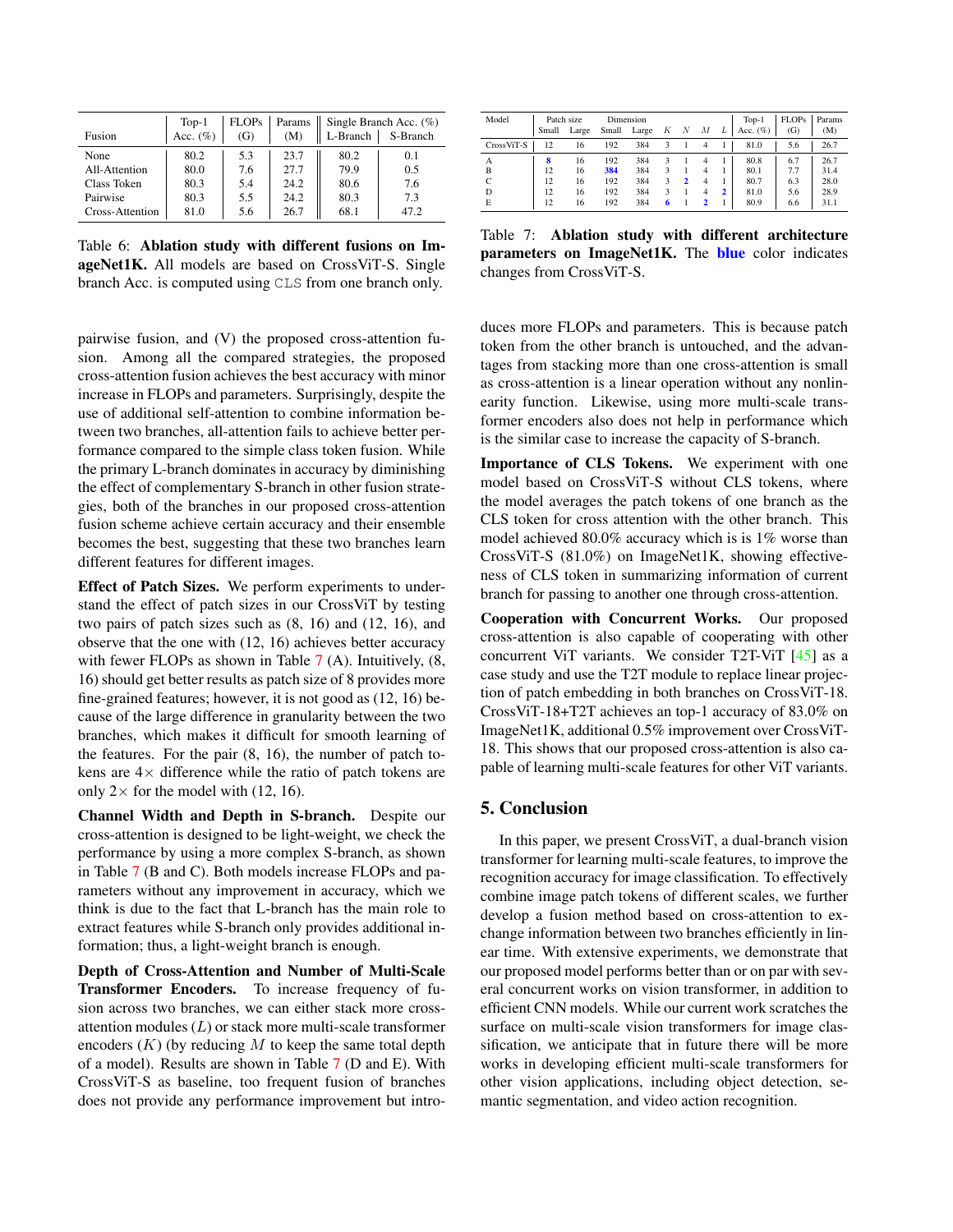| Fusion | Top-1 Acc. (%) | FLOPs (G) | Params (M) | Single Branch Acc. (%) L-Branch | S-Branch |
|---|---|---|---|---|---|
| None | 80.2 | 5.3 | 23.7 | 80.2 | 0.1 |
| All-Attention | 80.0 | 7.6 | 27.7 | 79.9 | 0.5 |
| Class Token | 80.3 | 5.4 | 24.2 | 80.6 | 7.6 |
| Pairwise | 80.3 | 5.5 | 24.2 | 80.3 | 7.3 |
| Cross-Attention | 81.0 | 5.6 | 26.7 | 68.1 | 47.2 |

Table 6: **Ablation study with different fusions on ImageNet1K.** All models are based on CrossViT-S. Single branch Acc. is computed using CLS from one branch only.

pairwise fusion, and (V) the proposed cross-attention fusion. Among all the compared strategies, the proposed cross-attention fusion achieves the best accuracy with minor increase in FLOPs and parameters. Surprisingly, despite the use of additional self-attention to combine information between two branches, all-attention fails to achieve better performance compared to the simple class token fusion. While the primary L-branch dominates in accuracy by diminishing the effect of complementary S-branch in other fusion strategies, both of the branches in our proposed cross-attention fusion scheme achieve certain accuracy and their ensemble becomes the best, suggesting that these two branches learn different features for different images.

**Effect of Patch Sizes.** We perform experiments to understand the effect of patch sizes in our CrossViT by testing two pairs of patch sizes such as (8, 16) and (12, 16), and observe that the one with (12, 16) achieves better accuracy with fewer FLOPs as shown in Table 7 (A). Intuitively, (8, 16) should get better results as patch size of 8 provides more fine-grained features; however, it is not good as (12, 16) because of the large difference in granularity between the two branches, which makes it difficult for smooth learning of the features. For the pair (8, 16), the number of patch tokens are 4× difference while the ratio of patch tokens are only 2× for the model with (12, 16).

**Channel Width and Depth in S-branch.** Despite our cross-attention is designed to be light-weight, we check the performance by using a more complex S-branch, as shown in Table 7 (B and C). Both models increase FLOPs and parameters without any improvement in accuracy, which we think is due to the fact that L-branch has the main role to extract features while S-branch only provides additional information; thus, a light-weight branch is enough.

**Depth of Cross-Attention and Number of Multi-Scale Transformer Encoders.** To increase frequency of fusion across two branches, we can either stack more cross-attention modules ($L$) or stack more multi-scale transformer encoders ($K$) (by reducing $M$ to keep the same total depth of a model). Results are shown in Table 7 (D and E). With CrossViT-S as baseline, too frequent fusion of branches does not provide any performance improvement but introduces more FLOPs and parameters. This is because patch token from the other branch is untouched, and the advantages from stacking more than one cross-attention is small as cross-attention is a linear operation without any nonlinearity function. Likewise, using more multi-scale transformer encoders also does not help in performance which is the similar case to increase the capacity of S-branch.

| Model | Patch size Small | Patch size Large | Dimension Small | Dimension Large | $K$ | $N$ | $M$ | $L$ | Top-1 Acc. (%) | FLOPs (G) | Params (M) |
|---|---|---|---|---|---|---|---|---|---|---|---|
| CrossViT-S | 12 | 16 | 192 | 384 | 3 | 1 | 4 | 1 | 81.0 | 5.6 | 26.7 |
| A | **8** | 16 | 192 | 384 | 3 | 1 | 4 | 1 | 80.8 | 6.7 | 26.7 |
| B | 12 | 16 | **384** | 384 | 3 | 1 | 4 | 1 | 80.1 | 7.7 | 31.4 |
| C | 12 | 16 | 192 | 384 | 3 | **2** | 4 | 1 | 80.7 | 6.3 | 28.0 |
| D | 12 | 16 | 192 | 384 | 3 | 1 | 4 | **2** | 81.0 | 5.6 | 28.9 |
| E | 12 | 16 | 192 | 384 | **6** | 1 | **2** | 1 | 80.9 | 6.6 | 31.1 |

Table 7: **Ablation study with different architecture parameters on ImageNet1K.** The **blue** color indicates changes from CrossViT-S.

**Importance of CLS Tokens.** We experiment with one model based on CrossViT-S without CLS tokens, where the model averages the patch tokens of one branch as the CLS token for cross attention with the other branch. This model achieved 80.0% accuracy which is is 1% worse than CrossViT-S (81.0%) on ImageNet1K, showing effectiveness of CLS token in summarizing information of current branch for passing to another one through cross-attention.

**Cooperation with Concurrent Works.** Our proposed cross-attention is also capable of cooperating with other concurrent ViT variants. We consider T2T-ViT [45] as a case study and use the T2T module to replace linear projection of patch embedding in both branches on CrossViT-18. CrossViT-18+T2T achieves an top-1 accuracy of 83.0% on ImageNet1K, additional 0.5% improvement over CrossViT-18. This shows that our proposed cross-attention is also capable of learning multi-scale features for other ViT variants.

## 5. Conclusion

In this paper, we present CrossViT, a dual-branch vision transformer for learning multi-scale features, to improve the recognition accuracy for image classification. To effectively combine image patch tokens of different scales, we further develop a fusion method based on cross-attention to exchange information between two branches efficiently in linear time. With extensive experiments, we demonstrate that our proposed model performs better than or on par with several concurrent works on vision transformer, in addition to efficient CNN models. While our current work scratches the surface on multi-scale vision transformers for image classification, we anticipate that in future there will be more works in developing efficient multi-scale transformers for other vision applications, including object detection, semantic segmentation, and video action recognition.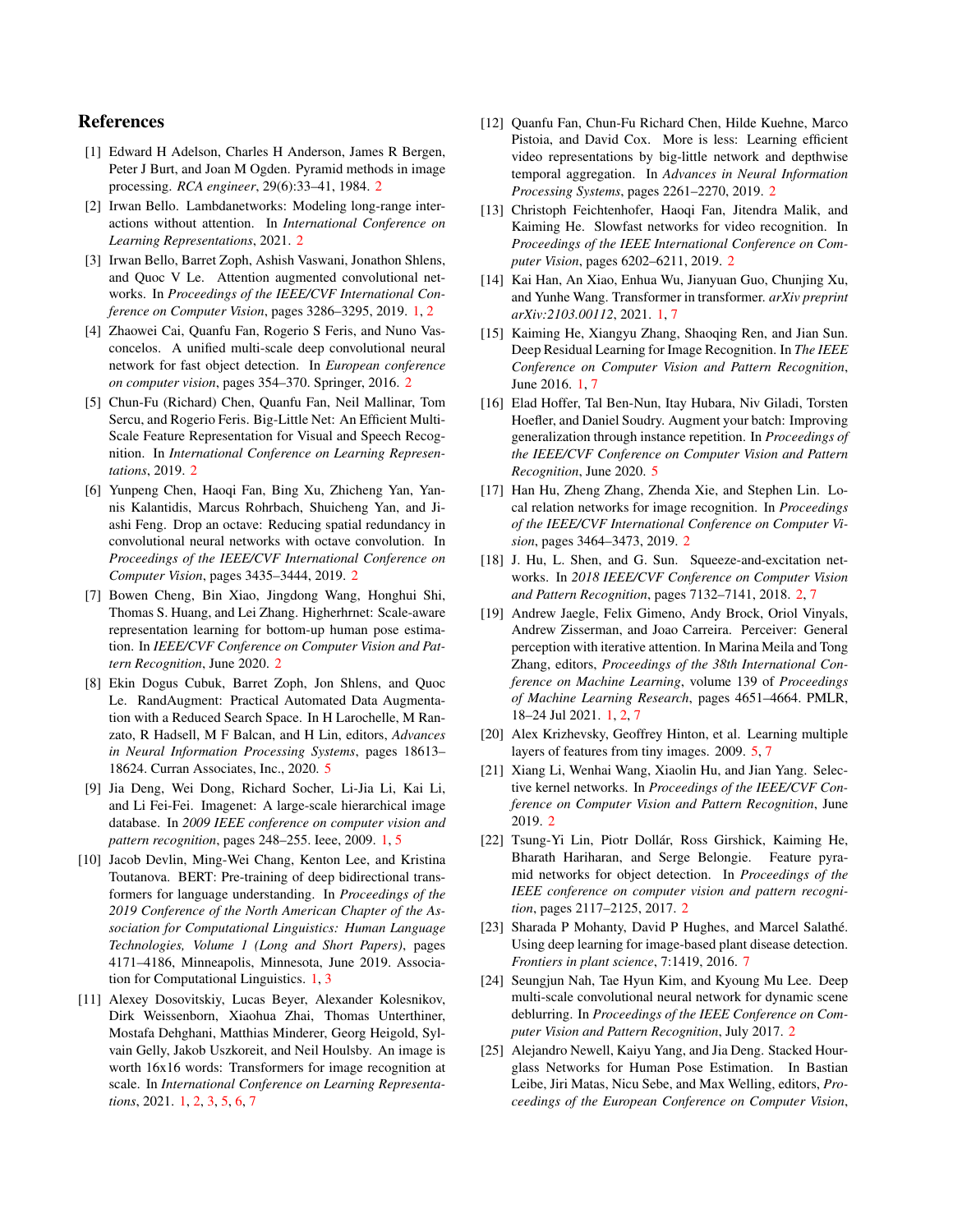## References

[1] Edward H Adelson, Charles H Anderson, James R Bergen, Peter J Burt, and Joan M Ogden. Pyramid methods in image processing. *RCA engineer*, 29(6):33–41, 1984. 2

[2] Irwan Bello. Lambdanetworks: Modeling long-range interactions without attention. In *International Conference on Learning Representations*, 2021. 2

[3] Irwan Bello, Barret Zoph, Ashish Vaswani, Jonathon Shlens, and Quoc V Le. Attention augmented convolutional networks. In *Proceedings of the IEEE/CVF International Conference on Computer Vision*, pages 3286–3295, 2019. 1, 2

[4] Zhaowei Cai, Quanfu Fan, Rogerio S Feris, and Nuno Vasconcelos. A unified multi-scale deep convolutional neural network for fast object detection. In *European conference on computer vision*, pages 354–370. Springer, 2016. 2

[5] Chun-Fu (Richard) Chen, Quanfu Fan, Neil Mallinar, Tom Sercu, and Rogerio Feris. Big-Little Net: An Efficient Multi-Scale Feature Representation for Visual and Speech Recognition. In *International Conference on Learning Representations*, 2019. 2

[6] Yunpeng Chen, Haoqi Fan, Bing Xu, Zhicheng Yan, Yannis Kalantidis, Marcus Rohrbach, Shuicheng Yan, and Jiashi Feng. Drop an octave: Reducing spatial redundancy in convolutional neural networks with octave convolution. In *Proceedings of the IEEE/CVF International Conference on Computer Vision*, pages 3435–3444, 2019. 2

[7] Bowen Cheng, Bin Xiao, Jingdong Wang, Honghui Shi, Thomas S. Huang, and Lei Zhang. Higherhrnet: Scale-aware representation learning for bottom-up human pose estimation. In *IEEE/CVF Conference on Computer Vision and Pattern Recognition*, June 2020. 2

[8] Ekin Dogus Cubuk, Barret Zoph, Jon Shlens, and Quoc Le. RandAugment: Practical Automated Data Augmentation with a Reduced Search Space. In H Larochelle, M Ranzato, R Hadsell, M F Balcan, and H Lin, editors, *Advances in Neural Information Processing Systems*, pages 18613–18624. Curran Associates, Inc., 2020. 5

[9] Jia Deng, Wei Dong, Richard Socher, Li-Jia Li, Kai Li, and Li Fei-Fei. Imagenet: A large-scale hierarchical image database. In *2009 IEEE conference on computer vision and pattern recognition*, pages 248–255. Ieee, 2009. 1, 5

[10] Jacob Devlin, Ming-Wei Chang, Kenton Lee, and Kristina Toutanova. BERT: Pre-training of deep bidirectional transformers for language understanding. In *Proceedings of the 2019 Conference of the North American Chapter of the Association for Computational Linguistics: Human Language Technologies, Volume 1 (Long and Short Papers)*, pages 4171–4186, Minneapolis, Minnesota, June 2019. Association for Computational Linguistics. 1, 3

[11] Alexey Dosovitskiy, Lucas Beyer, Alexander Kolesnikov, Dirk Weissenborn, Xiaohua Zhai, Thomas Unterthiner, Mostafa Dehghani, Matthias Minderer, Georg Heigold, Sylvain Gelly, Jakob Uszkoreit, and Neil Houlsby. An image is worth 16x16 words: Transformers for image recognition at scale. In *International Conference on Learning Representations*, 2021. 1, 2, 3, 5, 6, 7

[12] Quanfu Fan, Chun-Fu Richard Chen, Hilde Kuehne, Marco Pistoia, and David Cox. More is less: Learning efficient video representations by big-little network and depthwise temporal aggregation. In *Advances in Neural Information Processing Systems*, pages 2261–2270, 2019. 2

[13] Christoph Feichtenhofer, Haoqi Fan, Jitendra Malik, and Kaiming He. Slowfast networks for video recognition. In *Proceedings of the IEEE International Conference on Computer Vision*, pages 6202–6211, 2019. 2

[14] Kai Han, An Xiao, Enhua Wu, Jianyuan Guo, Chunjing Xu, and Yunhe Wang. Transformer in transformer. *arXiv preprint arXiv:2103.00112*, 2021. 1, 7

[15] Kaiming He, Xiangyu Zhang, Shaoqing Ren, and Jian Sun. Deep Residual Learning for Image Recognition. In *The IEEE Conference on Computer Vision and Pattern Recognition*, June 2016. 1, 7

[16] Elad Hoffer, Tal Ben-Nun, Itay Hubara, Niv Giladi, Torsten Hoefler, and Daniel Soudry. Augment your batch: Improving generalization through instance repetition. In *Proceedings of the IEEE/CVF Conference on Computer Vision and Pattern Recognition*, June 2020. 5

[17] Han Hu, Zheng Zhang, Zhenda Xie, and Stephen Lin. Local relation networks for image recognition. In *Proceedings of the IEEE/CVF International Conference on Computer Vision*, pages 3464–3473, 2019. 2

[18] J. Hu, L. Shen, and G. Sun. Squeeze-and-excitation networks. In *2018 IEEE/CVF Conference on Computer Vision and Pattern Recognition*, pages 7132–7141, 2018. 2, 7

[19] Andrew Jaegle, Felix Gimeno, Andy Brock, Oriol Vinyals, Andrew Zisserman, and Joao Carreira. Perceiver: General perception with iterative attention. In Marina Meila and Tong Zhang, editors, *Proceedings of the 38th International Conference on Machine Learning*, volume 139 of *Proceedings of Machine Learning Research*, pages 4651–4664. PMLR, 18–24 Jul 2021. 1, 2, 7

[20] Alex Krizhevsky, Geoffrey Hinton, et al. Learning multiple layers of features from tiny images. 2009. 5, 7

[21] Xiang Li, Wenhai Wang, Xiaolin Hu, and Jian Yang. Selective kernel networks. In *Proceedings of the IEEE/CVF Conference on Computer Vision and Pattern Recognition*, June 2019. 2

[22] Tsung-Yi Lin, Piotr Dollár, Ross Girshick, Kaiming He, Bharath Hariharan, and Serge Belongie. Feature pyramid networks for object detection. In *Proceedings of the IEEE conference on computer vision and pattern recognition*, pages 2117–2125, 2017. 2

[23] Sharada P Mohanty, David P Hughes, and Marcel Salathé. Using deep learning for image-based plant disease detection. *Frontiers in plant science*, 7:1419, 2016. 7

[24] Seungjun Nah, Tae Hyun Kim, and Kyoung Mu Lee. Deep multi-scale convolutional neural network for dynamic scene deblurring. In *Proceedings of the IEEE Conference on Computer Vision and Pattern Recognition*, July 2017. 2

[25] Alejandro Newell, Kaiyu Yang, and Jia Deng. Stacked Hourglass Networks for Human Pose Estimation. In Bastian Leibe, Jiri Matas, Nicu Sebe, and Max Welling, editors, *Proceedings of the European Conference on Computer Vision*,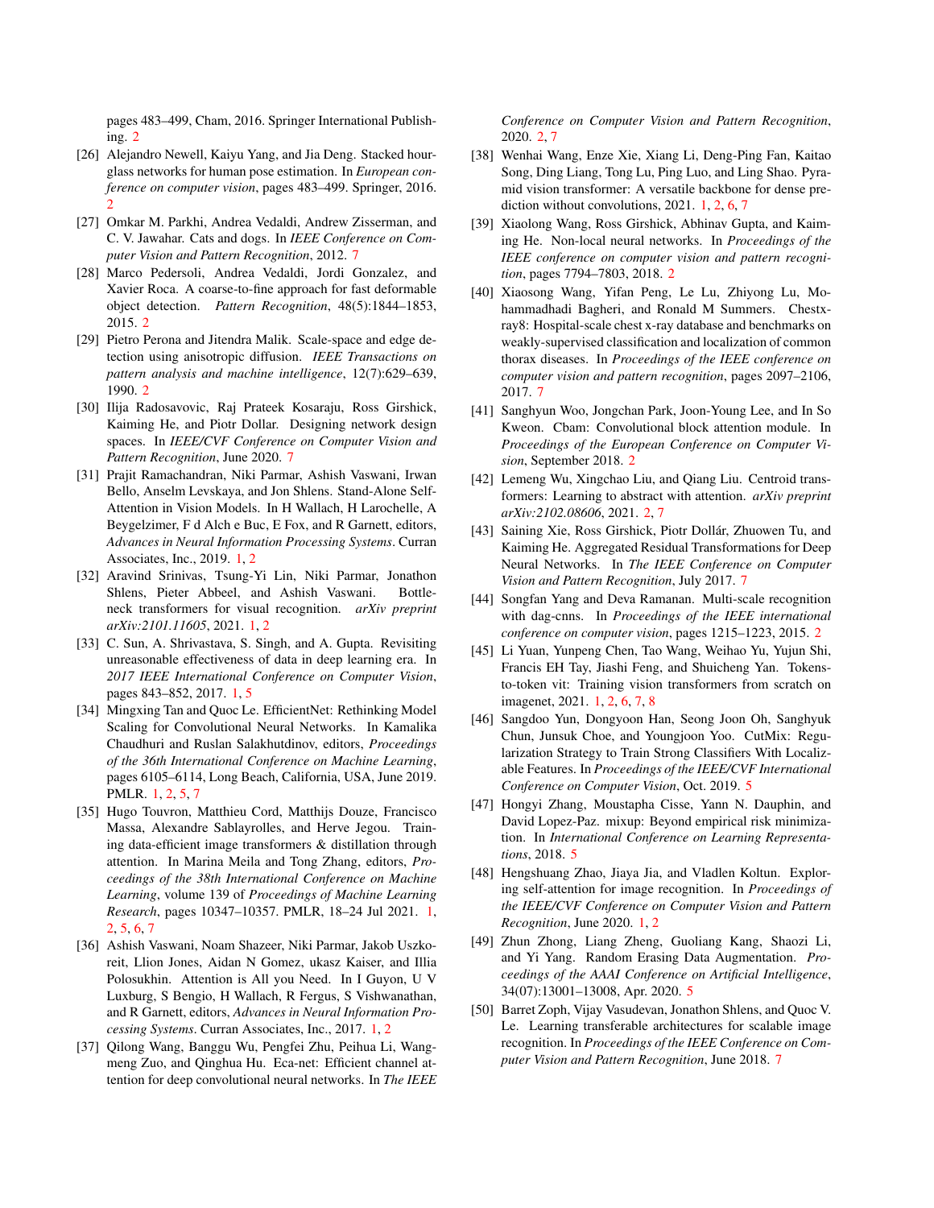pages 483–499, Cham, 2016. Springer International Publishing. 2

[26] Alejandro Newell, Kaiyu Yang, and Jia Deng. Stacked hourglass networks for human pose estimation. In *European conference on computer vision*, pages 483–499. Springer, 2016. 2

[27] Omkar M. Parkhi, Andrea Vedaldi, Andrew Zisserman, and C. V. Jawahar. Cats and dogs. In *IEEE Conference on Computer Vision and Pattern Recognition*, 2012. 7

[28] Marco Pedersoli, Andrea Vedaldi, Jordi Gonzalez, and Xavier Roca. A coarse-to-fine approach for fast deformable object detection. *Pattern Recognition*, 48(5):1844–1853, 2015. 2

[29] Pietro Perona and Jitendra Malik. Scale-space and edge detection using anisotropic diffusion. *IEEE Transactions on pattern analysis and machine intelligence*, 12(7):629–639, 1990. 2

[30] Ilija Radosavovic, Raj Prateek Kosaraju, Ross Girshick, Kaiming He, and Piotr Dollar. Designing network design spaces. In *IEEE/CVF Conference on Computer Vision and Pattern Recognition*, June 2020. 7

[31] Prajit Ramachandran, Niki Parmar, Ashish Vaswani, Irwan Bello, Anselm Levskaya, and Jon Shlens. Stand-Alone Self-Attention in Vision Models. In H Wallach, H Larochelle, A Beygelzimer, F d Alch e Buc, E Fox, and R Garnett, editors, *Advances in Neural Information Processing Systems*. Curran Associates, Inc., 2019. 1, 2

[32] Aravind Srinivas, Tsung-Yi Lin, Niki Parmar, Jonathon Shlens, Pieter Abbeel, and Ashish Vaswani. Bottleneck transformers for visual recognition. *arXiv preprint arXiv:2101.11605*, 2021. 1, 2

[33] C. Sun, A. Shrivastava, S. Singh, and A. Gupta. Revisiting unreasonable effectiveness of data in deep learning era. In *2017 IEEE International Conference on Computer Vision*, pages 843–852, 2017. 1, 5

[34] Mingxing Tan and Quoc Le. EfficientNet: Rethinking Model Scaling for Convolutional Neural Networks. In Kamalika Chaudhuri and Ruslan Salakhutdinov, editors, *Proceedings of the 36th International Conference on Machine Learning*, pages 6105–6114, Long Beach, California, USA, June 2019. PMLR. 1, 2, 5, 7

[35] Hugo Touvron, Matthieu Cord, Matthijs Douze, Francisco Massa, Alexandre Sablayrolles, and Herve Jegou. Training data-efficient image transformers & distillation through attention. In Marina Meila and Tong Zhang, editors, *Proceedings of the 38th International Conference on Machine Learning*, volume 139 of *Proceedings of Machine Learning Research*, pages 10347–10357. PMLR, 18–24 Jul 2021. 1, 2, 5, 6, 7

[36] Ashish Vaswani, Noam Shazeer, Niki Parmar, Jakob Uszkoreit, Llion Jones, Aidan N Gomez, ukasz Kaiser, and Illia Polosukhin. Attention is All you Need. In I Guyon, U V Luxburg, S Bengio, H Wallach, R Fergus, S Vishwanathan, and R Garnett, editors, *Advances in Neural Information Processing Systems*. Curran Associates, Inc., 2017. 1, 2

[37] Qilong Wang, Banggu Wu, Pengfei Zhu, Peihua Li, Wangmeng Zuo, and Qinghua Hu. Eca-net: Efficient channel attention for deep convolutional neural networks. In *The IEEE Conference on Computer Vision and Pattern Recognition*, 2020. 2, 7

[38] Wenhai Wang, Enze Xie, Xiang Li, Deng-Ping Fan, Kaitao Song, Ding Liang, Tong Lu, Ping Luo, and Ling Shao. Pyramid vision transformer: A versatile backbone for dense prediction without convolutions, 2021. 1, 2, 6, 7

[39] Xiaolong Wang, Ross Girshick, Abhinav Gupta, and Kaiming He. Non-local neural networks. In *Proceedings of the IEEE conference on computer vision and pattern recognition*, pages 7794–7803, 2018. 2

[40] Xiaosong Wang, Yifan Peng, Le Lu, Zhiyong Lu, Mohammadhadi Bagheri, and Ronald M Summers. Chestx-ray8: Hospital-scale chest x-ray database and benchmarks on weakly-supervised classification and localization of common thorax diseases. In *Proceedings of the IEEE conference on computer vision and pattern recognition*, pages 2097–2106, 2017. 7

[41] Sanghyun Woo, Jongchan Park, Joon-Young Lee, and In So Kweon. Cbam: Convolutional block attention module. In *Proceedings of the European Conference on Computer Vision*, September 2018. 2

[42] Lemeng Wu, Xingchao Liu, and Qiang Liu. Centroid transformers: Learning to abstract with attention. *arXiv preprint arXiv:2102.08606*, 2021. 2, 7

[43] Saining Xie, Ross Girshick, Piotr Dollár, Zhuowen Tu, and Kaiming He. Aggregated Residual Transformations for Deep Neural Networks. In *The IEEE Conference on Computer Vision and Pattern Recognition*, July 2017. 7

[44] Songfan Yang and Deva Ramanan. Multi-scale recognition with dag-cnns. In *Proceedings of the IEEE international conference on computer vision*, pages 1215–1223, 2015. 2

[45] Li Yuan, Yunpeng Chen, Tao Wang, Weihao Yu, Yujun Shi, Francis EH Tay, Jiashi Feng, and Shuicheng Yan. Tokens-to-token vit: Training vision transformers from scratch on imagenet, 2021. 1, 2, 6, 7, 8

[46] Sangdoo Yun, Dongyoon Han, Seong Joon Oh, Sanghyuk Chun, Junsuk Choe, and Youngjoon Yoo. CutMix: Regularization Strategy to Train Strong Classifiers With Localizable Features. In *Proceedings of the IEEE/CVF International Conference on Computer Vision*, Oct. 2019. 5

[47] Hongyi Zhang, Moustapha Cisse, Yann N. Dauphin, and David Lopez-Paz. mixup: Beyond empirical risk minimization. In *International Conference on Learning Representations*, 2018. 5

[48] Hengshuang Zhao, Jiaya Jia, and Vladlen Koltun. Exploring self-attention for image recognition. In *Proceedings of the IEEE/CVF Conference on Computer Vision and Pattern Recognition*, June 2020. 1, 2

[49] Zhun Zhong, Liang Zheng, Guoliang Kang, Shaozi Li, and Yi Yang. Random Erasing Data Augmentation. *Proceedings of the AAAI Conference on Artificial Intelligence*, 34(07):13001–13008, Apr. 2020. 5

[50] Barret Zoph, Vijay Vasudevan, Jonathon Shlens, and Quoc V. Le. Learning transferable architectures for scalable image recognition. In *Proceedings of the IEEE Conference on Computer Vision and Pattern Recognition*, June 2018. 7